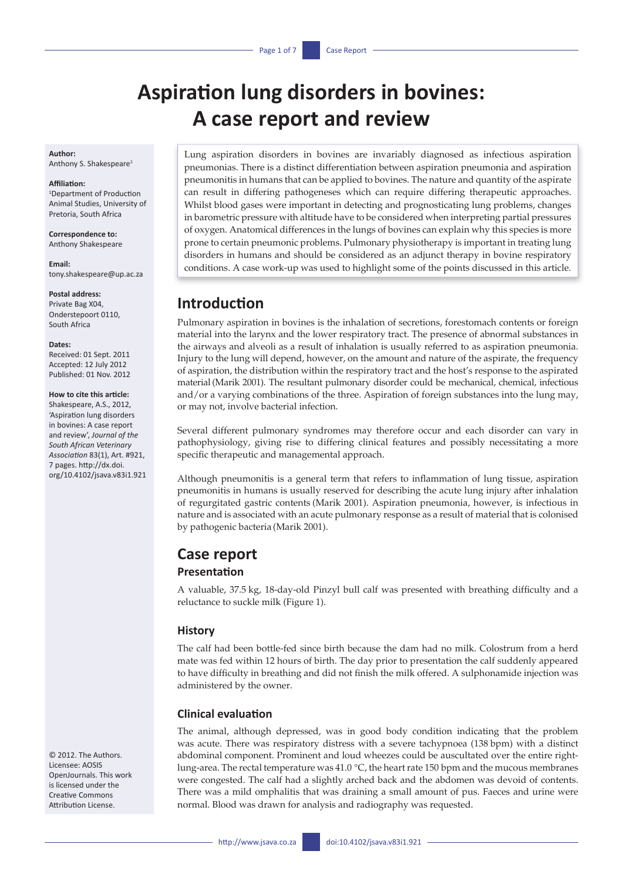# Aspiration lung disorders in bovines: A case report and review

**Author:**
Anthony S. Shakespeare[1]

**Affiliation:**
[1]Department of Production Animal Studies, University of Pretoria, South Africa

**Correspondence to:**
Anthony Shakespeare

**Email:**
tony.shakespeare@up.ac.za

**Postal address:**
Private Bag X04, Onderstepoort 0110, South Africa

**Dates:**
Received: 01 Sept. 2011
Accepted: 12 July 2012
Published: 01 Nov. 2012

**How to cite this article:**
Shakespeare, A.S., 2012, 'Aspiration lung disorders in bovines: A case report and review', *Journal of the South African Veterinary Association* 83(1), Art. #921, 7 pages. http://dx.doi.org/10.4102/jsava.v83i1.921

© 2012. The Authors. Licensee: AOSIS OpenJournals. This work is licensed under the Creative Commons Attribution License.

Lung aspiration disorders in bovines are invariably diagnosed as infectious aspiration pneumonias. There is a distinct differentiation between aspiration pneumonia and aspiration pneumonitis in humans that can be applied to bovines. The nature and quantity of the aspirate can result in differing pathogeneses which can require differing therapeutic approaches. Whilst blood gases were important in detecting and prognosticating lung problems, changes in barometric pressure with altitude have to be considered when interpreting partial pressures of oxygen. Anatomical differences in the lungs of bovines can explain why this species is more prone to certain pneumonic problems. Pulmonary physiotherapy is important in treating lung disorders in humans and should be considered as an adjunct therapy in bovine respiratory conditions. A case work-up was used to highlight some of the points discussed in this article.

## Introduction

Pulmonary aspiration in bovines is the inhalation of secretions, forestomach contents or foreign material into the larynx and the lower respiratory tract. The presence of abnormal substances in the airways and alveoli as a result of inhalation is usually referred to as aspiration pneumonia. Injury to the lung will depend, however, on the amount and nature of the aspirate, the frequency of aspiration, the distribution within the respiratory tract and the host's response to the aspirated material (Marik 2001). The resultant pulmonary disorder could be mechanical, chemical, infectious and/or a varying combinations of the three. Aspiration of foreign substances into the lung may, or may not, involve bacterial infection.

Several different pulmonary syndromes may therefore occur and each disorder can vary in pathophysiology, giving rise to differing clinical features and possibly necessitating a more specific therapeutic and managemental approach.

Although pneumonitis is a general term that refers to inflammation of lung tissue, aspiration pneumonitis in humans is usually reserved for describing the acute lung injury after inhalation of regurgitated gastric contents (Marik 2001). Aspiration pneumonia, however, is infectious in nature and is associated with an acute pulmonary response as a result of material that is colonised by pathogenic bacteria (Marik 2001).

## Case report

### Presentation

A valuable, 37.5 kg, 18-day-old Pinzyl bull calf was presented with breathing difficulty and a reluctance to suckle milk (Figure 1).

### History

The calf had been bottle-fed since birth because the dam had no milk. Colostrum from a herd mate was fed within 12 hours of birth. The day prior to presentation the calf suddenly appeared to have difficulty in breathing and did not finish the milk offered. A sulphonamide injection was administered by the owner.

### Clinical evaluation

The animal, although depressed, was in good body condition indicating that the problem was acute. There was respiratory distress with a severe tachypnoea (138 bpm) with a distinct abdominal component. Prominent and loud wheezes could be auscultated over the entire right-lung-area. The rectal temperature was 41.0 °C, the heart rate 150 bpm and the mucous membranes were congested. The calf had a slightly arched back and the abdomen was devoid of contents. There was a mild omphalitis that was draining a small amount of pus. Faeces and urine were normal. Blood was drawn for analysis and radiography was requested.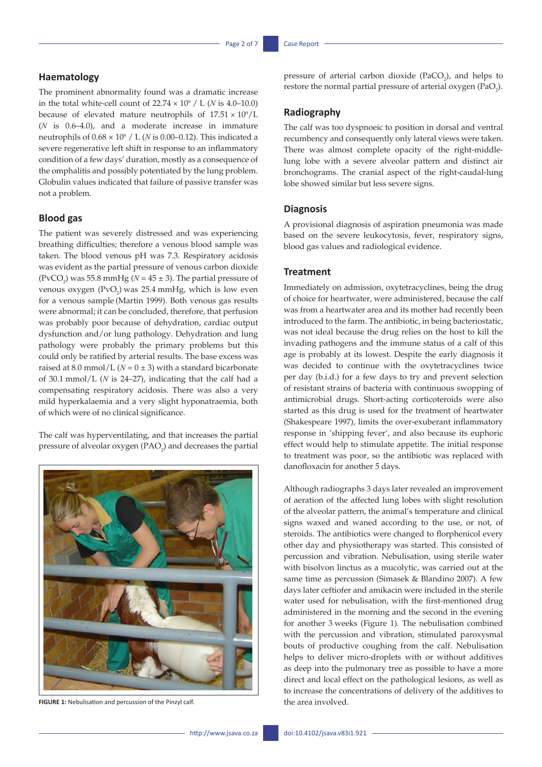## Haematology

The prominent abnormality found was a dramatic increase in the total white-cell count of 22.74 × $10^9$ / L (*N* is 4.0–10.0) because of elevated mature neutrophils of 17.51 × $10^9$/L (*N* is 0.6–4.0), and a moderate increase in immature neutrophils of 0.68 × $10^9$ / L (*N* is 0.00–0.12). This indicated a severe regenerative left shift in response to an inflammatory condition of a few days' duration, mostly as a consequence of the omphalitis and possibly potentiated by the lung problem. Globulin values indicated that failure of passive transfer was not a problem.

## Blood gas

The patient was severely distressed and was experiencing breathing difficulties; therefore a venous blood sample was taken. The blood venous pH was 7.3. Respiratory acidosis was evident as the partial pressure of venous carbon dioxide ($PvCO_2$) was 55.8 mmHg (*N* = 45 ± 3). The partial pressure of venous oxygen ($PvO_2$) was 25.4 mmHg, which is low even for a venous sample (Martin 1999). Both venous gas results were abnormal; it can be concluded, therefore, that perfusion was probably poor because of dehydration, cardiac output dysfunction and/or lung pathology. Dehydration and lung pathology were probably the primary problems but this could only be ratified by arterial results. The base excess was raised at 8.0 mmol/L (*N* = 0 ± 3) with a standard bicarbonate of 30.1 mmol/L (*N* is 24–27), indicating that the calf had a compensating respiratory acidosis. There was also a very mild hyperkalaemia and a very slight hyponatraemia, both of which were of no clinical significance.

The calf was hyperventilating, and that increases the partial pressure of alveolar oxygen ($PAO_2$) and decreases the partial pressure of arterial carbon dioxide ($PaCO_2$), and helps to restore the normal partial pressure of arterial oxygen ($PaO_2$).

**FIGURE 1:** Nebulisation and percussion of the Pinzyl calf.

## Radiography

The calf was too dyspnoeic to position in dorsal and ventral recumbency and consequently only lateral views were taken. There was almost complete opacity of the right-middle-lung lobe with a severe alveolar pattern and distinct air bronchograms. The cranial aspect of the right-caudal-lung lobe showed similar but less severe signs.

## Diagnosis

A provisional diagnosis of aspiration pneumonia was made based on the severe leukocytosis, fever, respiratory signs, blood gas values and radiological evidence.

## Treatment

Immediately on admission, oxytetracyclines, being the drug of choice for heartwater, were administered, because the calf was from a heartwater area and its mother had recently been introduced to the farm. The antibiotic, in being bacteriostatic, was not ideal because the drug relies on the host to kill the invading pathogens and the immune status of a calf of this age is probably at its lowest. Despite the early diagnosis it was decided to continue with the oxytetracyclines twice per day (b.i.d.) for a few days to try and prevent selection of resistant strains of bacteria with continuous swopping of antimicrobial drugs. Short-acting corticoteroids were also started as this drug is used for the treatment of heartwater (Shakespeare 1997), limits the over-exuberant inflammatory response in 'shipping fever', and also because its euphoric effect would help to stimulate appetite. The initial response to treatment was poor, so the antibiotic was replaced with danofloxacin for another 5 days.

Although radiographs 3 days later revealed an improvement of aeration of the affected lung lobes with slight resolution of the alveolar pattern, the animal's temperature and clinical signs waxed and waned according to the use, or not, of steroids. The antibiotics were changed to florphenicol every other day and physiotherapy was started. This consisted of percussion and vibration. Nebulisation, using sterile water with bisolvon linctus as a mucolytic, was carried out at the same time as percussion (Simasek & Blandino 2007). A few days later ceftiofer and amikacin were included in the sterile water used for nebulisation, with the first-mentioned drug administered in the morning and the second in the evening for another 3 weeks (Figure 1). The nebulisation combined with the percussion and vibration, stimulated paroxysmal bouts of productive coughing from the calf. Nebulisation helps to deliver micro-droplets with or without additives as deep into the pulmonary tree as possible to have a more direct and local effect on the pathological lesions, as well as to increase the concentrations of delivery of the additives to the area involved.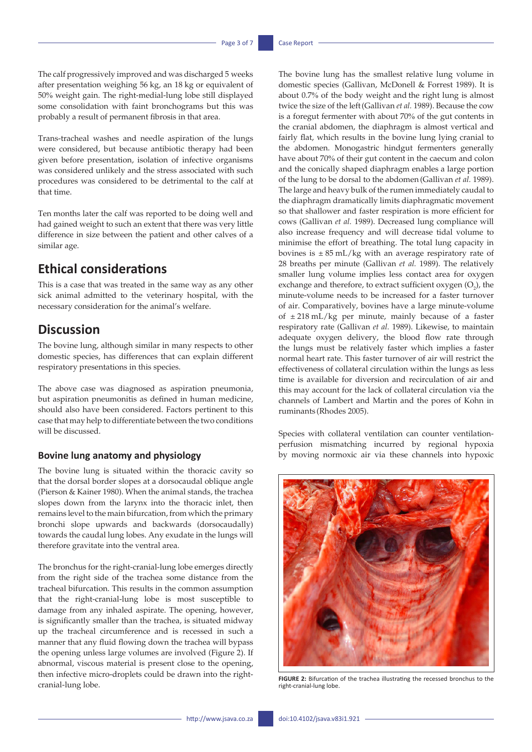The calf progressively improved and was discharged 5 weeks after presentation weighing 56 kg, an 18 kg or equivalent of 50% weight gain. The right-medial-lung lobe still displayed some consolidation with faint bronchograms but this was probably a result of permanent fibrosis in that area.

Trans-tracheal washes and needle aspiration of the lungs were considered, but because antibiotic therapy had been given before presentation, isolation of infective organisms was considered unlikely and the stress associated with such procedures was considered to be detrimental to the calf at that time.

Ten months later the calf was reported to be doing well and had gained weight to such an extent that there was very little difference in size between the patient and other calves of a similar age.

## Ethical considerations

This is a case that was treated in the same way as any other sick animal admitted to the veterinary hospital, with the necessary consideration for the animal's welfare.

## Discussion

The bovine lung, although similar in many respects to other domestic species, has differences that can explain different respiratory presentations in this species.

The above case was diagnosed as aspiration pneumonia, but aspiration pneumonitis as defined in human medicine, should also have been considered. Factors pertinent to this case that may help to differentiate between the two conditions will be discussed.

### Bovine lung anatomy and physiology

The bovine lung is situated within the thoracic cavity so that the dorsal border slopes at a dorsocaudal oblique angle (Pierson & Kainer 1980). When the animal stands, the trachea slopes down from the larynx into the thoracic inlet, then remains level to the main bifurcation, from which the primary bronchi slope upwards and backwards (dorsocaudally) towards the caudal lung lobes. Any exudate in the lungs will therefore gravitate into the ventral area.

The bronchus for the right-cranial-lung lobe emerges directly from the right side of the trachea some distance from the tracheal bifurcation. This results in the common assumption that the right-cranial-lung lobe is most susceptible to damage from any inhaled aspirate. The opening, however, is significantly smaller than the trachea, is situated midway up the tracheal circumference and is recessed in such a manner that any fluid flowing down the trachea will bypass the opening unless large volumes are involved (Figure 2). If abnormal, viscous material is present close to the opening, then infective micro-droplets could be drawn into the right-cranial-lung lobe.

The bovine lung has the smallest relative lung volume in domestic species (Gallivan, McDonell & Forrest 1989). It is about 0.7% of the body weight and the right lung is almost twice the size of the left (Gallivan *et al.* 1989). Because the cow is a foregut fermenter with about 70% of the gut contents in the cranial abdomen, the diaphragm is almost vertical and fairly flat, which results in the bovine lung lying cranial to the abdomen. Monogastric hindgut fermenters generally have about 70% of their gut content in the caecum and colon and the conically shaped diaphragm enables a large portion of the lung to be dorsal to the abdomen (Gallivan *et al.* 1989). The large and heavy bulk of the rumen immediately caudal to the diaphragm dramatically limits diaphragmatic movement so that shallower and faster respiration is more efficient for cows (Gallivan *et al.* 1989). Decreased lung compliance will also increase frequency and will decrease tidal volume to minimise the effort of breathing. The total lung capacity in bovines is ± 85 mL/kg with an average respiratory rate of 28 breaths per minute (Gallivan *et al.* 1989). The relatively smaller lung volume implies less contact area for oxygen exchange and therefore, to extract sufficient oxygen ($O_2$), the minute-volume needs to be increased for a faster turnover of air. Comparatively, bovines have a large minute-volume of ± 218 mL/kg per minute, mainly because of a faster respiratory rate (Gallivan *et al.* 1989). Likewise, to maintain adequate oxygen delivery, the blood flow rate through the lungs must be relatively faster which implies a faster normal heart rate. This faster turnover of air will restrict the effectiveness of collateral circulation within the lungs as less time is available for diversion and recirculation of air and this may account for the lack of collateral circulation via the channels of Lambert and Martin and the pores of Kohn in ruminants (Rhodes 2005).

Species with collateral ventilation can counter ventilation-perfusion mismatching incurred by regional hypoxia by moving normoxic air via these channels into hypoxic

**FIGURE 2:** Bifurcation of the trachea illustrating the recessed bronchus to the right-cranial-lung lobe.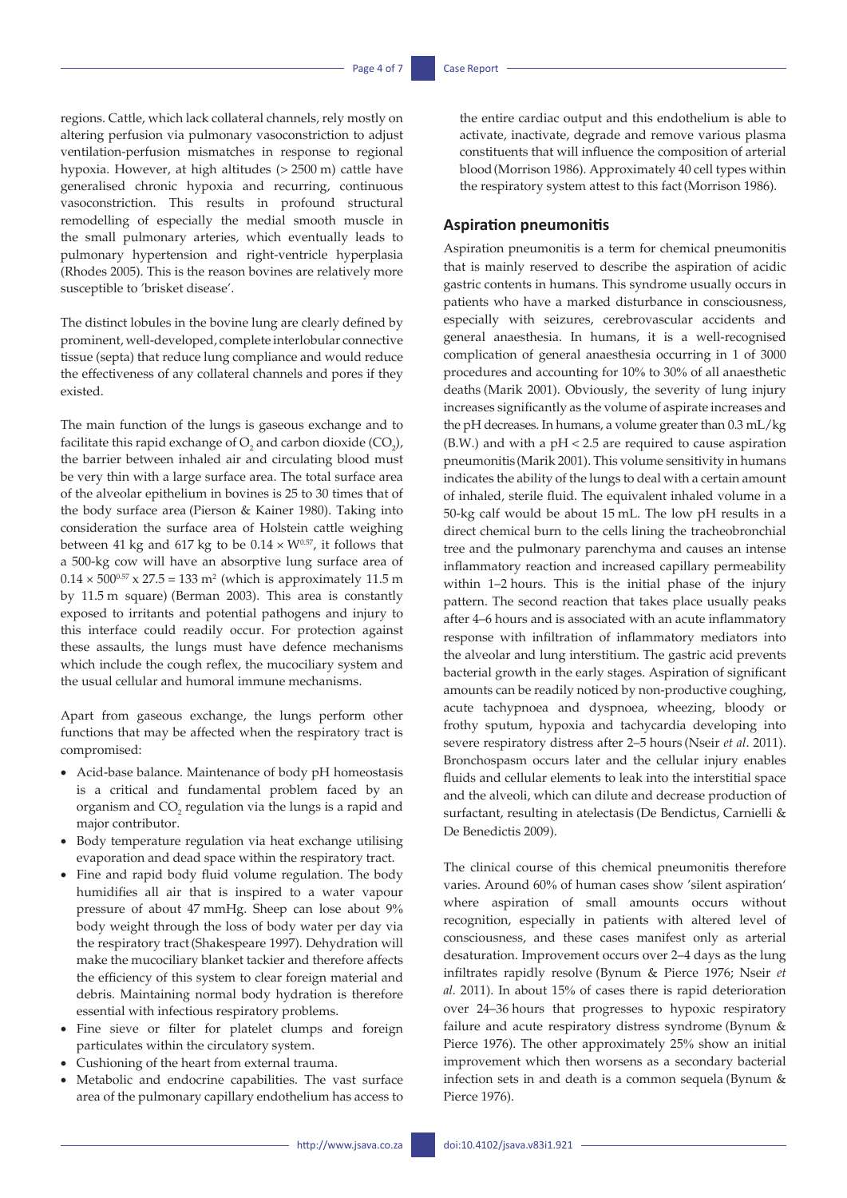regions. Cattle, which lack collateral channels, rely mostly on altering perfusion via pulmonary vasoconstriction to adjust ventilation-perfusion mismatches in response to regional hypoxia. However, at high altitudes (> 2500 m) cattle have generalised chronic hypoxia and recurring, continuous vasoconstriction. This results in profound structural remodelling of especially the medial smooth muscle in the small pulmonary arteries, which eventually leads to pulmonary hypertension and right-ventricle hyperplasia (Rhodes 2005). This is the reason bovines are relatively more susceptible to 'brisket disease'.

The distinct lobules in the bovine lung are clearly defined by prominent, well-developed, complete interlobular connective tissue (septa) that reduce lung compliance and would reduce the effectiveness of any collateral channels and pores if they existed.

The main function of the lungs is gaseous exchange and to facilitate this rapid exchange of $O_2$ and carbon dioxide ($CO_2$), the barrier between inhaled air and circulating blood must be very thin with a large surface area. The total surface area of the alveolar epithelium in bovines is 25 to 30 times that of the body surface area (Pierson & Kainer 1980). Taking into consideration the surface area of Holstein cattle weighing between 41 kg and 617 kg to be $0.14 \times W^{0.57}$, it follows that a 500-kg cow will have an absorptive lung surface area of $0.14 \times 500^{0.57} \times 27.5 = 133\ m^2$ (which is approximately 11.5 m by 11.5 m square) (Berman 2003). This area is constantly exposed to irritants and potential pathogens and injury to this interface could readily occur. For protection against these assaults, the lungs must have defence mechanisms which include the cough reflex, the mucociliary system and the usual cellular and humoral immune mechanisms.

Apart from gaseous exchange, the lungs perform other functions that may be affected when the respiratory tract is compromised:

- Acid-base balance. Maintenance of body pH homeostasis is a critical and fundamental problem faced by an organism and $CO_2$ regulation via the lungs is a rapid and major contributor.
- Body temperature regulation via heat exchange utilising evaporation and dead space within the respiratory tract.
- Fine and rapid body fluid volume regulation. The body humidifies all air that is inspired to a water vapour pressure of about 47 mmHg. Sheep can lose about 9% body weight through the loss of body water per day via the respiratory tract (Shakespeare 1997). Dehydration will make the mucociliary blanket tackier and therefore affects the efficiency of this system to clear foreign material and debris. Maintaining normal body hydration is therefore essential with infectious respiratory problems.
- Fine sieve or filter for platelet clumps and foreign particulates within the circulatory system.
- Cushioning of the heart from external trauma.
- Metabolic and endocrine capabilities. The vast surface area of the pulmonary capillary endothelium has access to the entire cardiac output and this endothelium is able to activate, inactivate, degrade and remove various plasma constituents that will influence the composition of arterial blood (Morrison 1986). Approximately 40 cell types within the respiratory system attest to this fact (Morrison 1986).

## Aspiration pneumonitis

Aspiration pneumonitis is a term for chemical pneumonitis that is mainly reserved to describe the aspiration of acidic gastric contents in humans. This syndrome usually occurs in patients who have a marked disturbance in consciousness, especially with seizures, cerebrovascular accidents and general anaesthesia. In humans, it is a well-recognised complication of general anaesthesia occurring in 1 of 3000 procedures and accounting for 10% to 30% of all anaesthetic deaths (Marik 2001). Obviously, the severity of lung injury increases significantly as the volume of aspirate increases and the pH decreases. In humans, a volume greater than 0.3 mL/kg (B.W.) and with a pH < 2.5 are required to cause aspiration pneumonitis (Marik 2001). This volume sensitivity in humans indicates the ability of the lungs to deal with a certain amount of inhaled, sterile fluid. The equivalent inhaled volume in a 50-kg calf would be about 15 mL. The low pH results in a direct chemical burn to the cells lining the tracheobronchial tree and the pulmonary parenchyma and causes an intense inflammatory reaction and increased capillary permeability within 1–2 hours. This is the initial phase of the injury pattern. The second reaction that takes place usually peaks after 4–6 hours and is associated with an acute inflammatory response with infiltration of inflammatory mediators into the alveolar and lung interstitium. The gastric acid prevents bacterial growth in the early stages. Aspiration of significant amounts can be readily noticed by non-productive coughing, acute tachypnoea and dyspnoea, wheezing, bloody or frothy sputum, hypoxia and tachycardia developing into severe respiratory distress after 2–5 hours (Nseir *et al*. 2011). Bronchospasm occurs later and the cellular injury enables fluids and cellular elements to leak into the interstitial space and the alveoli, which can dilute and decrease production of surfactant, resulting in atelectasis (De Bendictus, Carnielli & De Benedictis 2009).

The clinical course of this chemical pneumonitis therefore varies. Around 60% of human cases show 'silent aspiration' where aspiration of small amounts occurs without recognition, especially in patients with altered level of consciousness, and these cases manifest only as arterial desaturation. Improvement occurs over 2–4 days as the lung infiltrates rapidly resolve (Bynum & Pierce 1976; Nseir *et al.* 2011). In about 15% of cases there is rapid deterioration over 24–36 hours that progresses to hypoxic respiratory failure and acute respiratory distress syndrome (Bynum & Pierce 1976). The other approximately 25% show an initial improvement which then worsens as a secondary bacterial infection sets in and death is a common sequela (Bynum & Pierce 1976).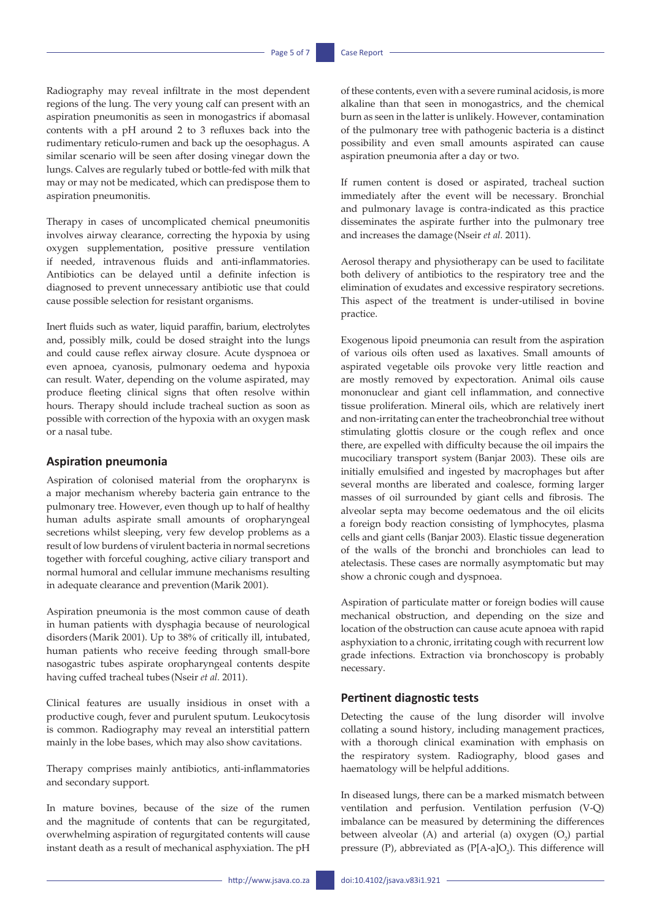Radiography may reveal infiltrate in the most dependent regions of the lung. The very young calf can present with an aspiration pneumonitis as seen in monogastrics if abomasal contents with a pH around 2 to 3 refluxes back into the rudimentary reticulo-rumen and back up the oesophagus. A similar scenario will be seen after dosing vinegar down the lungs. Calves are regularly tubed or bottle-fed with milk that may or may not be medicated, which can predispose them to aspiration pneumonitis.

Therapy in cases of uncomplicated chemical pneumonitis involves airway clearance, correcting the hypoxia by using oxygen supplementation, positive pressure ventilation if needed, intravenous fluids and anti-inflammatories. Antibiotics can be delayed until a definite infection is diagnosed to prevent unnecessary antibiotic use that could cause possible selection for resistant organisms.

Inert fluids such as water, liquid paraffin, barium, electrolytes and, possibly milk, could be dosed straight into the lungs and could cause reflex airway closure. Acute dyspnoea or even apnoea, cyanosis, pulmonary oedema and hypoxia can result. Water, depending on the volume aspirated, may produce fleeting clinical signs that often resolve within hours. Therapy should include tracheal suction as soon as possible with correction of the hypoxia with an oxygen mask or a nasal tube.

## Aspiration pneumonia

Aspiration of colonised material from the oropharynx is a major mechanism whereby bacteria gain entrance to the pulmonary tree. However, even though up to half of healthy human adults aspirate small amounts of oropharyngeal secretions whilst sleeping, very few develop problems as a result of low burdens of virulent bacteria in normal secretions together with forceful coughing, active ciliary transport and normal humoral and cellular immune mechanisms resulting in adequate clearance and prevention (Marik 2001).

Aspiration pneumonia is the most common cause of death in human patients with dysphagia because of neurological disorders (Marik 2001). Up to 38% of critically ill, intubated, human patients who receive feeding through small-bore nasogastric tubes aspirate oropharyngeal contents despite having cuffed tracheal tubes (Nseir *et al.* 2011).

Clinical features are usually insidious in onset with a productive cough, fever and purulent sputum. Leukocytosis is common. Radiography may reveal an interstitial pattern mainly in the lobe bases, which may also show cavitations.

Therapy comprises mainly antibiotics, anti-inflammatories and secondary support.

In mature bovines, because of the size of the rumen and the magnitude of contents that can be regurgitated, overwhelming aspiration of regurgitated contents will cause instant death as a result of mechanical asphyxiation. The pH of these contents, even with a severe ruminal acidosis, is more alkaline than that seen in monogastrics, and the chemical burn as seen in the latter is unlikely. However, contamination of the pulmonary tree with pathogenic bacteria is a distinct possibility and even small amounts aspirated can cause aspiration pneumonia after a day or two.

If rumen content is dosed or aspirated, tracheal suction immediately after the event will be necessary. Bronchial and pulmonary lavage is contra-indicated as this practice disseminates the aspirate further into the pulmonary tree and increases the damage (Nseir *et al.* 2011).

Aerosol therapy and physiotherapy can be used to facilitate both delivery of antibiotics to the respiratory tree and the elimination of exudates and excessive respiratory secretions. This aspect of the treatment is under-utilised in bovine practice.

Exogenous lipoid pneumonia can result from the aspiration of various oils often used as laxatives. Small amounts of aspirated vegetable oils provoke very little reaction and are mostly removed by expectoration. Animal oils cause mononuclear and giant cell inflammation, and connective tissue proliferation. Mineral oils, which are relatively inert and non-irritating can enter the tracheobronchial tree without stimulating glottis closure or the cough reflex and once there, are expelled with difficulty because the oil impairs the mucociliary transport system (Banjar 2003). These oils are initially emulsified and ingested by macrophages but after several months are liberated and coalesce, forming larger masses of oil surrounded by giant cells and fibrosis. The alveolar septa may become oedematous and the oil elicits a foreign body reaction consisting of lymphocytes, plasma cells and giant cells (Banjar 2003). Elastic tissue degeneration of the walls of the bronchi and bronchioles can lead to atelectasis. These cases are normally asymptomatic but may show a chronic cough and dyspnoea.

Aspiration of particulate matter or foreign bodies will cause mechanical obstruction, and depending on the size and location of the obstruction can cause acute apnoea with rapid asphyxiation to a chronic, irritating cough with recurrent low grade infections. Extraction via bronchoscopy is probably necessary.

## Pertinent diagnostic tests

Detecting the cause of the lung disorder will involve collating a sound history, including management practices, with a thorough clinical examination with emphasis on the respiratory system. Radiography, blood gases and haematology will be helpful additions.

In diseased lungs, there can be a marked mismatch between ventilation and perfusion. Ventilation perfusion (V-Q) imbalance can be measured by determining the differences between alveolar (A) and arterial (a) oxygen ($O_2$) partial pressure (P), abbreviated as ($P[A\text{-}a]O_2$). This difference will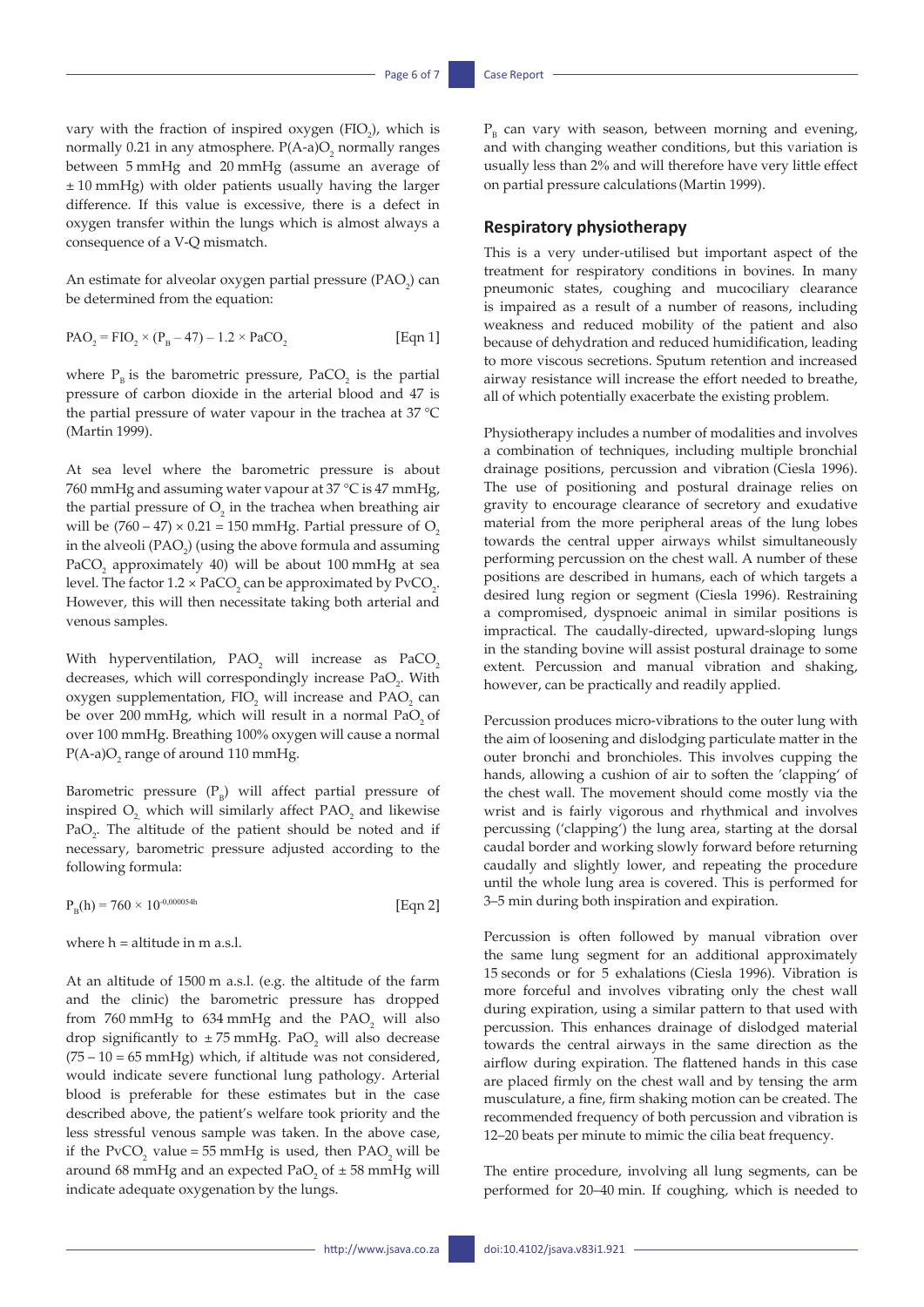vary with the fraction of inspired oxygen ($FIO_2$), which is normally 0.21 in any atmosphere. $P(A\text{-}a)O_2$ normally ranges between 5 mmHg and 20 mmHg (assume an average of ± 10 mmHg) with older patients usually having the larger difference. If this value is excessive, there is a defect in oxygen transfer within the lungs which is almost always a consequence of a V-Q mismatch.

An estimate for alveolar oxygen partial pressure ($PAO_2$) can be determined from the equation:

$$PAO_2 = FIO_2 \times (P_B - 47) - 1.2 \times PaCO_2 \qquad \text{[Eqn 1]}$$

where $P_B$ is the barometric pressure, $PaCO_2$ is the partial pressure of carbon dioxide in the arterial blood and 47 is the partial pressure of water vapour in the trachea at 37 °C (Martin 1999).

At sea level where the barometric pressure is about 760 mmHg and assuming water vapour at 37 °C is 47 mmHg, the partial pressure of $O_2$ in the trachea when breathing air will be $(760 - 47) \times 0.21 = 150$ mmHg. Partial pressure of $O_2$ in the alveoli ($PAO_2$) (using the above formula and assuming $PaCO_2$ approximately 40) will be about 100 mmHg at sea level. The factor $1.2 \times PaCO_2$ can be approximated by $PvCO_2$. However, this will then necessitate taking both arterial and venous samples.

With hyperventilation, $PAO_2$ will increase as $PaCO_2$ decreases, which will correspondingly increase $PaO_2$. With oxygen supplementation, $FIO_2$ will increase and $PAO_2$ can be over 200 mmHg, which will result in a normal $PaO_2$ of over 100 mmHg. Breathing 100% oxygen will cause a normal $P(A\text{-}a)O_2$ range of around 110 mmHg.

Barometric pressure ($P_B$) will affect partial pressure of inspired $O_2$, which will similarly affect $PAO_2$ and likewise $PaO_2$. The altitude of the patient should be noted and if necessary, barometric pressure adjusted according to the following formula:

$$P_B(h) = 760 \times 10^{-0.000054h} \qquad \text{[Eqn 2]}$$

where h = altitude in m a.s.l.

At an altitude of 1500 m a.s.l. (e.g. the altitude of the farm and the clinic) the barometric pressure has dropped from 760 mmHg to 634 mmHg and the $PAO_2$ will also drop significantly to ± 75 mmHg. $PaO_2$ will also decrease ($75 - 10 = 65$ mmHg) which, if altitude was not considered, would indicate severe functional lung pathology. Arterial blood is preferable for these estimates but in the case described above, the patient's welfare took priority and the less stressful venous sample was taken. In the above case, if the $PvCO_2$ value = 55 mmHg is used, then $PAO_2$ will be around 68 mmHg and an expected $PaO_2$ of ± 58 mmHg will indicate adequate oxygenation by the lungs.

$P_B$ can vary with season, between morning and evening, and with changing weather conditions, but this variation is usually less than 2% and will therefore have very little effect on partial pressure calculations (Martin 1999).

## Respiratory physiotherapy

This is a very under-utilised but important aspect of the treatment for respiratory conditions in bovines. In many pneumonic states, coughing and mucociliary clearance is impaired as a result of a number of reasons, including weakness and reduced mobility of the patient and also because of dehydration and reduced humidification, leading to more viscous secretions. Sputum retention and increased airway resistance will increase the effort needed to breathe, all of which potentially exacerbate the existing problem.

Physiotherapy includes a number of modalities and involves a combination of techniques, including multiple bronchial drainage positions, percussion and vibration (Ciesla 1996). The use of positioning and postural drainage relies on gravity to encourage clearance of secretory and exudative material from the more peripheral areas of the lung lobes towards the central upper airways whilst simultaneously performing percussion on the chest wall. A number of these positions are described in humans, each of which targets a desired lung region or segment (Ciesla 1996). Restraining a compromised, dyspnoeic animal in similar positions is impractical. The caudally-directed, upward-sloping lungs in the standing bovine will assist postural drainage to some extent. Percussion and manual vibration and shaking, however, can be practically and readily applied.

Percussion produces micro-vibrations to the outer lung with the aim of loosening and dislodging particulate matter in the outer bronchi and bronchioles. This involves cupping the hands, allowing a cushion of air to soften the 'clapping' of the chest wall. The movement should come mostly via the wrist and is fairly vigorous and rhythmical and involves percussing ('clapping') the lung area, starting at the dorsal caudal border and working slowly forward before returning caudally and slightly lower, and repeating the procedure until the whole lung area is covered. This is performed for 3–5 min during both inspiration and expiration.

Percussion is often followed by manual vibration over the same lung segment for an additional approximately 15 seconds or for 5 exhalations (Ciesla 1996). Vibration is more forceful and involves vibrating only the chest wall during expiration, using a similar pattern to that used with percussion. This enhances drainage of dislodged material towards the central airways in the same direction as the airflow during expiration. The flattened hands in this case are placed firmly on the chest wall and by tensing the arm musculature, a fine, firm shaking motion can be created. The recommended frequency of both percussion and vibration is 12–20 beats per minute to mimic the cilia beat frequency.

The entire procedure, involving all lung segments, can be performed for 20–40 min. If coughing, which is needed to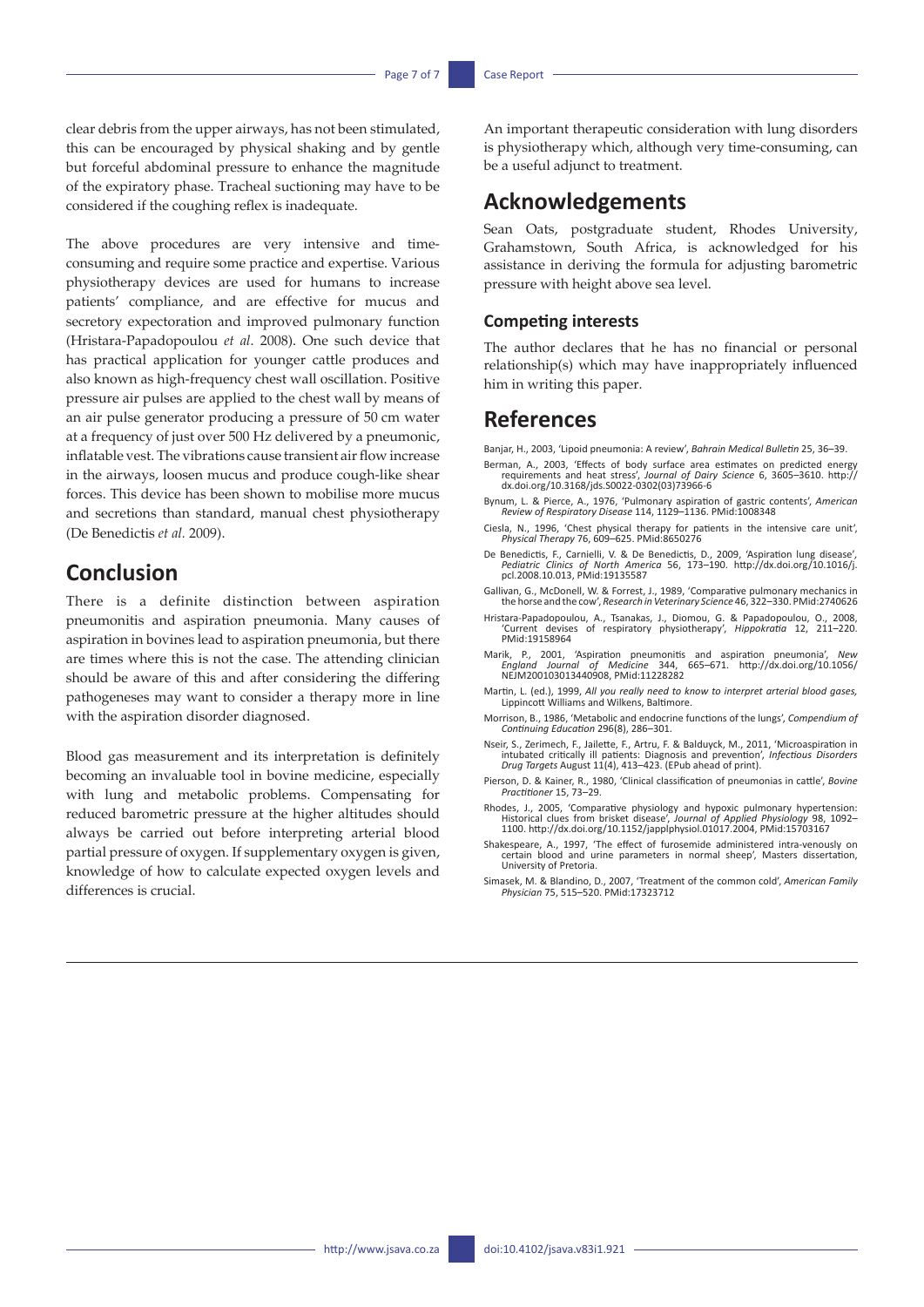clear debris from the upper airways, has not been stimulated, this can be encouraged by physical shaking and by gentle but forceful abdominal pressure to enhance the magnitude of the expiratory phase. Tracheal suctioning may have to be considered if the coughing reflex is inadequate.

The above procedures are very intensive and time-consuming and require some practice and expertise. Various physiotherapy devices are used for humans to increase patients' compliance, and are effective for mucus and secretory expectoration and improved pulmonary function (Hristara-Papadopoulou *et al*. 2008). One such device that has practical application for younger cattle produces and also known as high-frequency chest wall oscillation. Positive pressure air pulses are applied to the chest wall by means of an air pulse generator producing a pressure of 50 cm water at a frequency of just over 500 Hz delivered by a pneumonic, inflatable vest. The vibrations cause transient air flow increase in the airways, loosen mucus and produce cough-like shear forces. This device has been shown to mobilise more mucus and secretions than standard, manual chest physiotherapy (De Benedictis *et al.* 2009).

## Conclusion

There is a definite distinction between aspiration pneumonitis and aspiration pneumonia. Many causes of aspiration in bovines lead to aspiration pneumonia, but there are times where this is not the case. The attending clinician should be aware of this and after considering the differing pathogeneses may want to consider a therapy more in line with the aspiration disorder diagnosed.

Blood gas measurement and its interpretation is definitely becoming an invaluable tool in bovine medicine, especially with lung and metabolic problems. Compensating for reduced barometric pressure at the higher altitudes should always be carried out before interpreting arterial blood partial pressure of oxygen. If supplementary oxygen is given, knowledge of how to calculate expected oxygen levels and differences is crucial.

An important therapeutic consideration with lung disorders is physiotherapy which, although very time-consuming, can be a useful adjunct to treatment.

## Acknowledgements

Sean Oats, postgraduate student, Rhodes University, Grahamstown, South Africa, is acknowledged for his assistance in deriving the formula for adjusting barometric pressure with height above sea level.

### Competing interests

The author declares that he has no financial or personal relationship(s) which may have inappropriately influenced him in writing this paper.

## References

Banjar, H., 2003, 'Lipoid pneumonia: A review', *Bahrain Medical Bulletin* 25, 36–39.

Berman, A., 2003, 'Effects of body surface area estimates on predicted energy requirements and heat stress', *Journal of Dairy Science* 6, 3605–3610. http://dx.doi.org/10.3168/jds.S0022-0302(03)73966-6

Bynum, L. & Pierce, A., 1976, 'Pulmonary aspiration of gastric contents', *American Review of Respiratory Disease* 114, 1129–1136. PMid:1008348

Ciesla, N., 1996, 'Chest physical therapy for patients in the intensive care unit', *Physical Therapy* 76, 609–625. PMid:8650276

De Benedictis, F., Carnielli, V. & De Benedictis, D., 2009, 'Aspiration lung disease', *Pediatric Clinics of North America* 56, 173–190. http://dx.doi.org/10.1016/j.pcl.2008.10.013, PMid:19135587

Gallivan, G., McDonell, W. & Forrest, J., 1989, 'Comparative pulmonary mechanics in the horse and the cow', *Research in Veterinary Science* 46, 322–330. PMid:2740626

Hristara-Papadopoulou, A., Tsanakas, J., Diomou, G. & Papadopoulou, O., 2008, 'Current devises of respiratory physiotherapy', *Hippokratia* 12, 211–220. PMid:19158964

Marik, P., 2001, 'Aspiration pneumonitis and aspiration pneumonia', *New England Journal of Medicine* 344, 665–671. http://dx.doi.org/10.1056/NEJM200103013440908, PMid:11228282

Martin, L. (ed.), 1999, *All you really need to know to interpret arterial blood gases*, Lippincott Williams and Wilkens, Baltimore.

Morrison, B., 1986, 'Metabolic and endocrine functions of the lungs', *Compendium of Continuing Education* 296(8), 286–301.

Nseir, S., Zerimech, F., Jaillette, F., Artru, F. & Balduyck, M., 2011, 'Microaspiration in intubated critically ill patients: Diagnosis and prevention', *Infectious Disorders Drug Targets* August 11(4), 413–423. (EPub ahead of print).

Pierson, D. & Kainer, R., 1980, 'Clinical classification of pneumonias in cattle', *Bovine Practitioner* 15, 73–29.

Rhodes, J., 2005, 'Comparative physiology and hypoxic pulmonary hypertension: Historical clues from brisket disease', *Journal of Applied Physiology* 98, 1092–1100. http://dx.doi.org/10.1152/japplphysiol.01017.2004, PMid:15703167

Shakespeare, A., 1997, 'The effect of furosemide administered intra-venously on certain blood and urine parameters in normal sheep', Masters dissertation, University of Pretoria.

Simasek, M. & Blandino, D., 2007, 'Treatment of the common cold', *American Family Physician* 75, 515–520. PMid:17323712